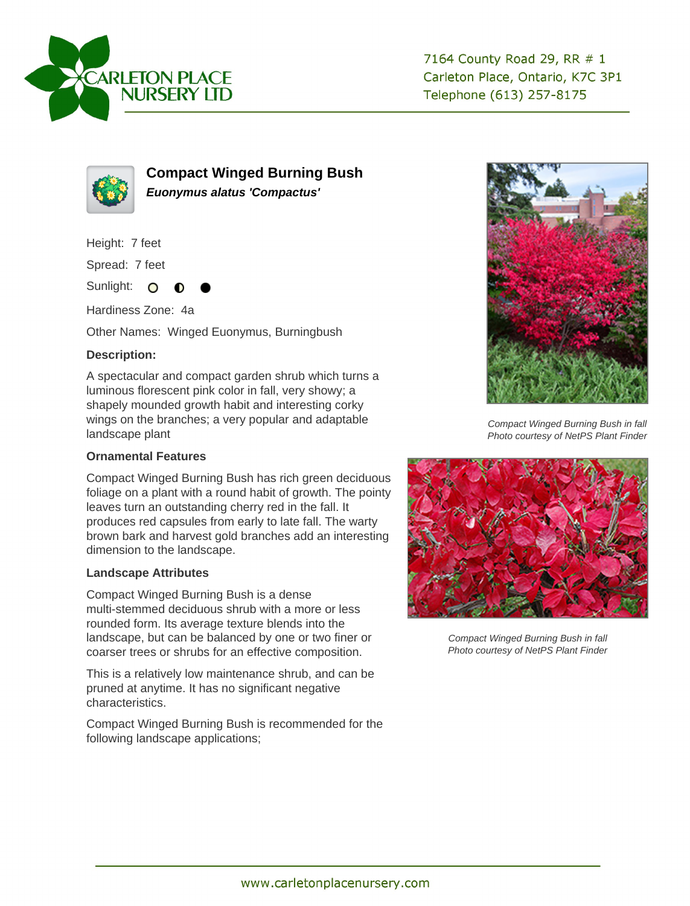CARLETON PLACE NURSERY LTD

7164 County Road 29, RR # 1
Carleton Place, Ontario, K7C 3P1
Telephone (613) 257-8175

# Compact Winged Burning Bush

***Euonymus alatus 'Compactus'***

Height: 7 feet

Spread: 7 feet

Sunlight: ○ ◐ ●

Hardiness Zone: 4a

Other Names: Winged Euonymus, Burningbush

### Description:

A spectacular and compact garden shrub which turns a luminous florescent pink color in fall, very showy; a shapely mounded growth habit and interesting corky wings on the branches; a very popular and adaptable landscape plant

### Ornamental Features

Compact Winged Burning Bush has rich green deciduous foliage on a plant with a round habit of growth. The pointy leaves turn an outstanding cherry red in the fall. It produces red capsules from early to late fall. The warty brown bark and harvest gold branches add an interesting dimension to the landscape.

### Landscape Attributes

Compact Winged Burning Bush is a dense multi-stemmed deciduous shrub with a more or less rounded form. Its average texture blends into the landscape, but can be balanced by one or two finer or coarser trees or shrubs for an effective composition.

This is a relatively low maintenance shrub, and can be pruned at anytime. It has no significant negative characteristics.

Compact Winged Burning Bush is recommended for the following landscape applications;

*Compact Winged Burning Bush in fall*
*Photo courtesy of NetPS Plant Finder*

*Compact Winged Burning Bush in fall*
*Photo courtesy of NetPS Plant Finder*

www.carletonplacenursery.com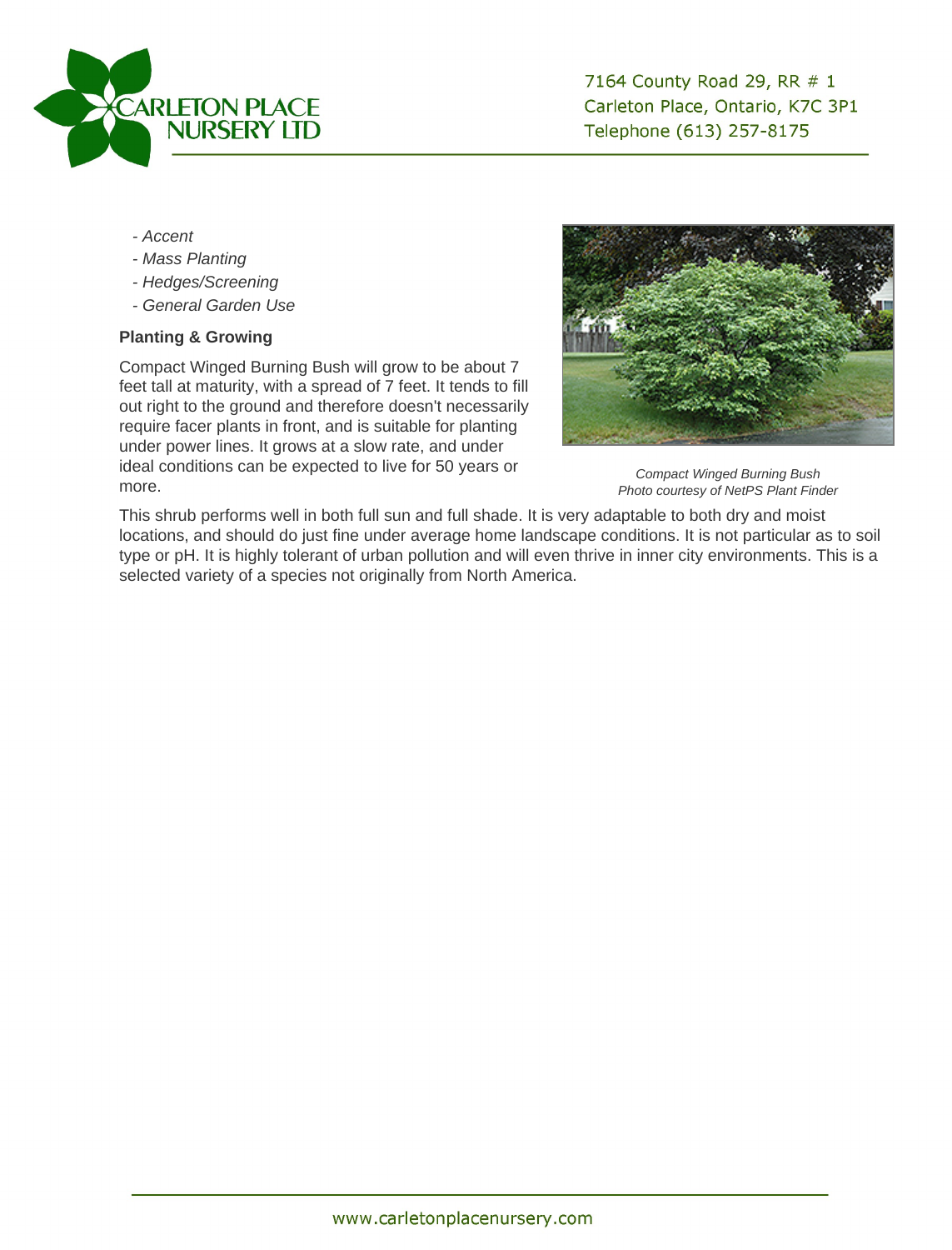- *Accent*
- *Mass Planting*
- *Hedges/Screening*
- *General Garden Use*

**Planting & Growing**

Compact Winged Burning Bush will grow to be about 7 feet tall at maturity, with a spread of 7 feet. It tends to fill out right to the ground and therefore doesn't necessarily require facer plants in front, and is suitable for planting under power lines. It grows at a slow rate, and under ideal conditions can be expected to live for 50 years or more.

*Compact Winged Burning Bush*
*Photo courtesy of NetPS Plant Finder*

This shrub performs well in both full sun and full shade. It is very adaptable to both dry and moist locations, and should do just fine under average home landscape conditions. It is not particular as to soil type or pH. It is highly tolerant of urban pollution and will even thrive in inner city environments. This is a selected variety of a species not originally from North America.